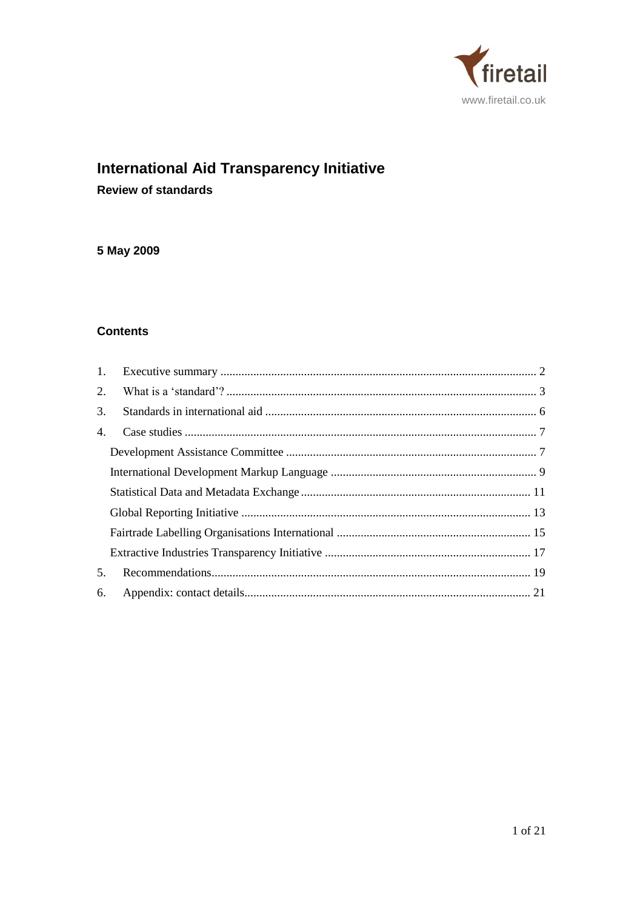firetail

www.firetail.co.uk

# International Aid Transparency Initiative

## Review of standards

**5 May 2009**

### Contents

1. Executive summary ........................................................ 2
2. What is a 'standard'? ........................................................ 3
3. Standards in international aid ........................................................ 6
4. Case studies ........................................................ 7
   - Development Assistance Committee ........................................................ 7
   - International Development Markup Language ........................................................ 9
   - Statistical Data and Metadata Exchange ........................................................ 11
   - Global Reporting Initiative ........................................................ 13
   - Fairtrade Labelling Organisations International ........................................................ 15
   - Extractive Industries Transparency Initiative ........................................................ 17
5. Recommendations ........................................................ 19
6. Appendix: contact details ........................................................ 21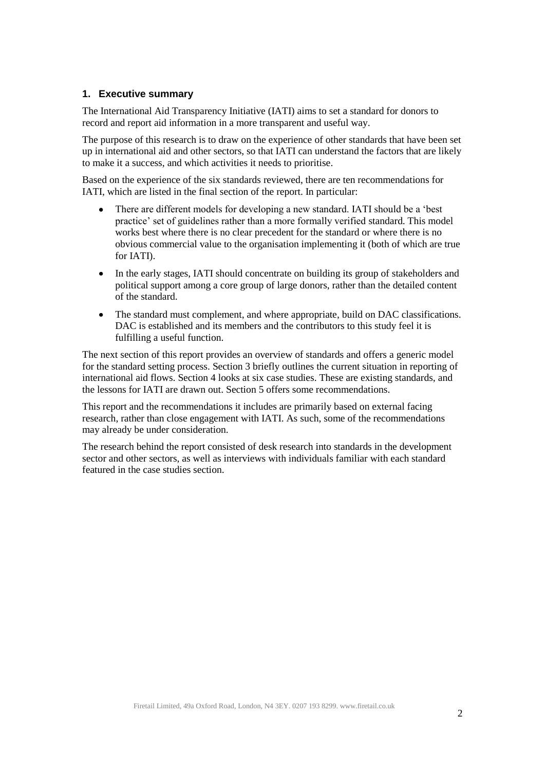## 1. Executive summary

The International Aid Transparency Initiative (IATI) aims to set a standard for donors to record and report aid information in a more transparent and useful way.

The purpose of this research is to draw on the experience of other standards that have been set up in international aid and other sectors, so that IATI can understand the factors that are likely to make it a success, and which activities it needs to prioritise.

Based on the experience of the six standards reviewed, there are ten recommendations for IATI, which are listed in the final section of the report. In particular:

- There are different models for developing a new standard. IATI should be a 'best practice' set of guidelines rather than a more formally verified standard. This model works best where there is no clear precedent for the standard or where there is no obvious commercial value to the organisation implementing it (both of which are true for IATI).
- In the early stages, IATI should concentrate on building its group of stakeholders and political support among a core group of large donors, rather than the detailed content of the standard.
- The standard must complement, and where appropriate, build on DAC classifications. DAC is established and its members and the contributors to this study feel it is fulfilling a useful function.

The next section of this report provides an overview of standards and offers a generic model for the standard setting process. Section 3 briefly outlines the current situation in reporting of international aid flows. Section 4 looks at six case studies. These are existing standards, and the lessons for IATI are drawn out. Section 5 offers some recommendations.

This report and the recommendations it includes are primarily based on external facing research, rather than close engagement with IATI. As such, some of the recommendations may already be under consideration.

The research behind the report consisted of desk research into standards in the development sector and other sectors, as well as interviews with individuals familiar with each standard featured in the case studies section.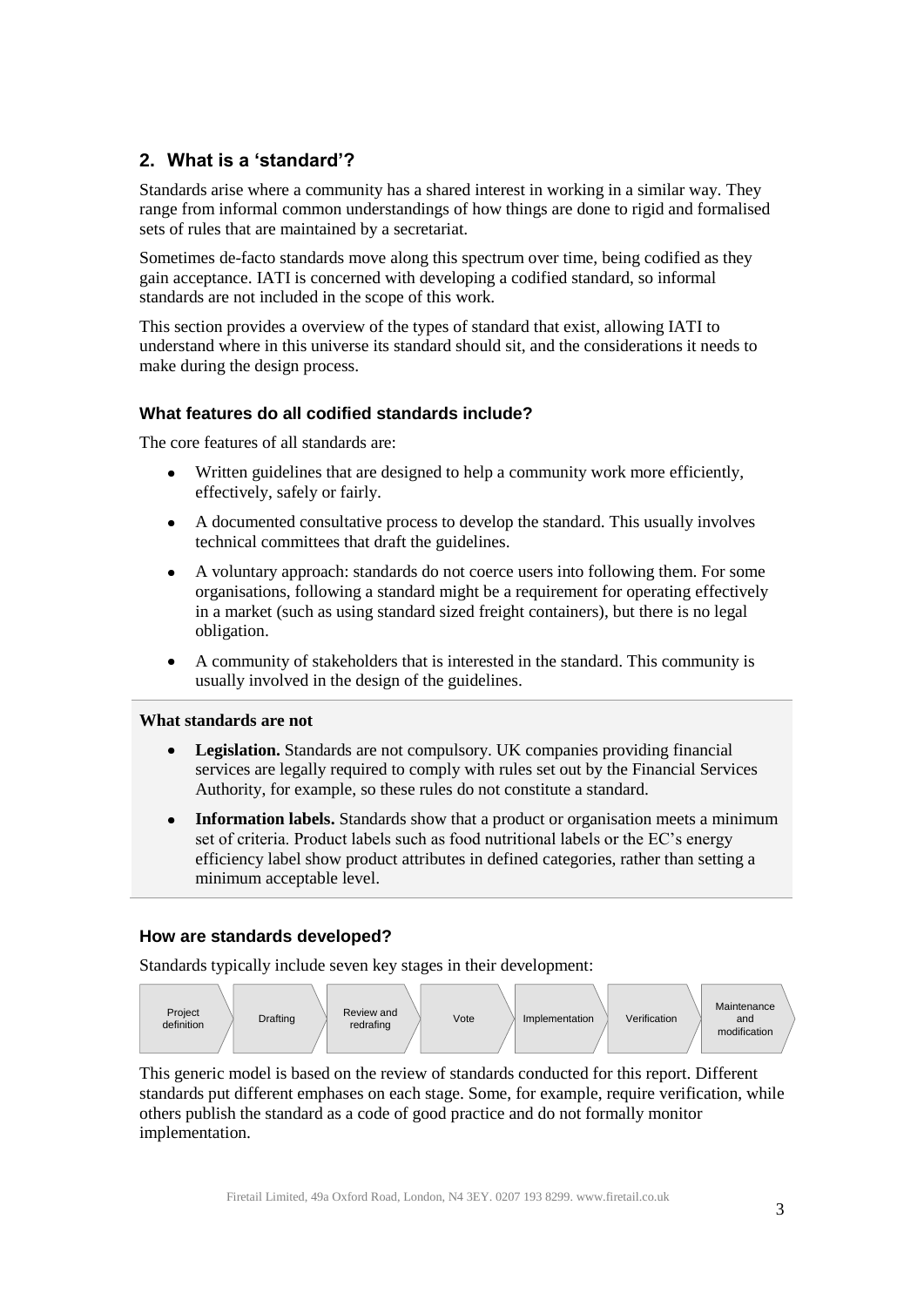## 2. What is a 'standard'?

Standards arise where a community has a shared interest in working in a similar way. They range from informal common understandings of how things are done to rigid and formalised sets of rules that are maintained by a secretariat.

Sometimes de-facto standards move along this spectrum over time, being codified as they gain acceptance. IATI is concerned with developing a codified standard, so informal standards are not included in the scope of this work.

This section provides a overview of the types of standard that exist, allowing IATI to understand where in this universe its standard should sit, and the considerations it needs to make during the design process.

### What features do all codified standards include?

The core features of all standards are:

- Written guidelines that are designed to help a community work more efficiently, effectively, safely or fairly.
- A documented consultative process to develop the standard. This usually involves technical committees that draft the guidelines.
- A voluntary approach: standards do not coerce users into following them. For some organisations, following a standard might be a requirement for operating effectively in a market (such as using standard sized freight containers), but there is no legal obligation.
- A community of stakeholders that is interested in the standard. This community is usually involved in the design of the guidelines.

**What standards are not**

- **Legislation.** Standards are not compulsory. UK companies providing financial services are legally required to comply with rules set out by the Financial Services Authority, for example, so these rules do not constitute a standard.
- **Information labels.** Standards show that a product or organisation meets a minimum set of criteria. Product labels such as food nutritional labels or the EC's energy efficiency label show product attributes in defined categories, rather than setting a minimum acceptable level.

### How are standards developed?

Standards typically include seven key stages in their development:

Project definition → Drafting → Review and redrafting → Vote → Implementation → Verification → Maintenance and modification

This generic model is based on the review of standards conducted for this report. Different standards put different emphases on each stage. Some, for example, require verification, while others publish the standard as a code of good practice and do not formally monitor implementation.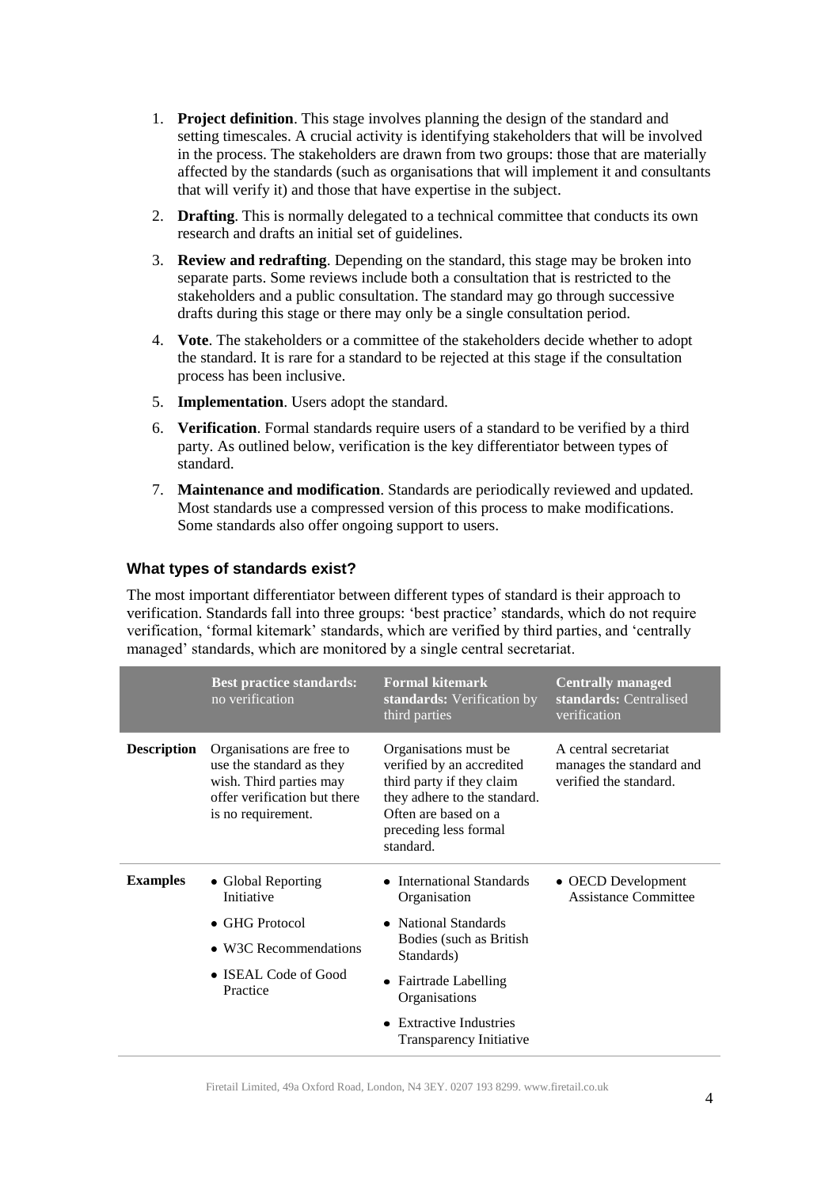1. **Project definition**. This stage involves planning the design of the standard and setting timescales. A crucial activity is identifying stakeholders that will be involved in the process. The stakeholders are drawn from two groups: those that are materially affected by the standards (such as organisations that will implement it and consultants that will verify it) and those that have expertise in the subject.
2. **Drafting**. This is normally delegated to a technical committee that conducts its own research and drafts an initial set of guidelines.
3. **Review and redrafting**. Depending on the standard, this stage may be broken into separate parts. Some reviews include both a consultation that is restricted to the stakeholders and a public consultation. The standard may go through successive drafts during this stage or there may only be a single consultation period.
4. **Vote**. The stakeholders or a committee of the stakeholders decide whether to adopt the standard. It is rare for a standard to be rejected at this stage if the consultation process has been inclusive.
5. **Implementation**. Users adopt the standard.
6. **Verification**. Formal standards require users of a standard to be verified by a third party. As outlined below, verification is the key differentiator between types of standard.
7. **Maintenance and modification**. Standards are periodically reviewed and updated. Most standards use a compressed version of this process to make modifications. Some standards also offer ongoing support to users.

### What types of standards exist?

The most important differentiator between different types of standard is their approach to verification. Standards fall into three groups: 'best practice' standards, which do not require verification, 'formal kitemark' standards, which are verified by third parties, and 'centrally managed' standards, which are monitored by a single central secretariat.

| | **Best practice standards:** no verification | **Formal kitemark standards:** Verification by third parties | **Centrally managed standards:** Centralised verification |
|---|---|---|---|
| **Description** | Organisations are free to use the standard as they wish. Third parties may offer verification but there is no requirement. | Organisations must be verified by an accredited third party if they claim they adhere to the standard. Often are based on a preceding less formal standard. | A central secretariat manages the standard and verified the standard. |
| **Examples** | • Global Reporting Initiative<br>• GHG Protocol<br>• W3C Recommendations<br>• ISEAL Code of Good Practice | • International Standards Organisation<br>• National Standards Bodies (such as British Standards)<br>• Fairtrade Labelling Organisations<br>• Extractive Industries Transparency Initiative | • OECD Development Assistance Committee |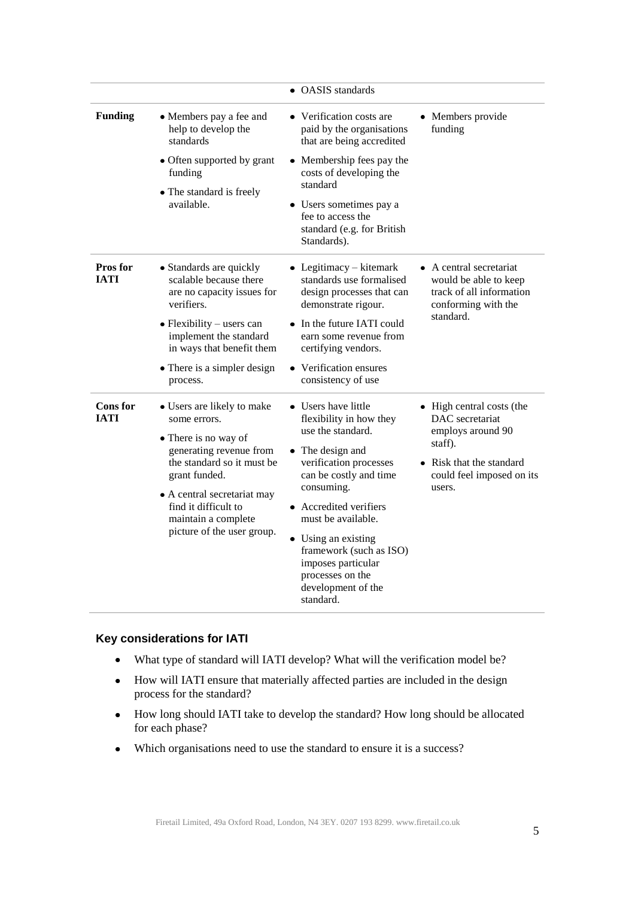| | | | |
|---|---|---|---|
| | | • OASIS standards | |
| **Funding** | • Members pay a fee and help to develop the standards<br>• Often supported by grant funding<br>• The standard is freely available. | • Verification costs are paid by the organisations that are being accredited<br>• Membership fees pay the costs of developing the standard<br>• Users sometimes pay a fee to access the standard (e.g. for British Standards). | • Members provide funding |
| **Pros for IATI** | • Standards are quickly scalable because there are no capacity issues for verifiers.<br>• Flexibility – users can implement the standard in ways that benefit them<br>• There is a simpler design process. | • Legitimacy – kitemark standards use formalised design processes that can demonstrate rigour.<br>• In the future IATI could earn some revenue from certifying vendors.<br>• Verification ensures consistency of use | • A central secretariat would be able to keep track of all information conforming with the standard. |
| **Cons for IATI** | • Users are likely to make some errors.<br>• There is no way of generating revenue from the standard so it must be grant funded.<br>• A central secretariat may find it difficult to maintain a complete picture of the user group. | • Users have little flexibility in how they use the standard.<br>• The design and verification processes can be costly and time consuming.<br>• Accredited verifiers must be available.<br>• Using an existing framework (such as ISO) imposes particular processes on the development of the standard. | • High central costs (the DAC secretariat employs around 90 staff).<br>• Risk that the standard could feel imposed on its users. |

### Key considerations for IATI

- What type of standard will IATI develop? What will the verification model be?
- How will IATI ensure that materially affected parties are included in the design process for the standard?
- How long should IATI take to develop the standard? How long should be allocated for each phase?
- Which organisations need to use the standard to ensure it is a success?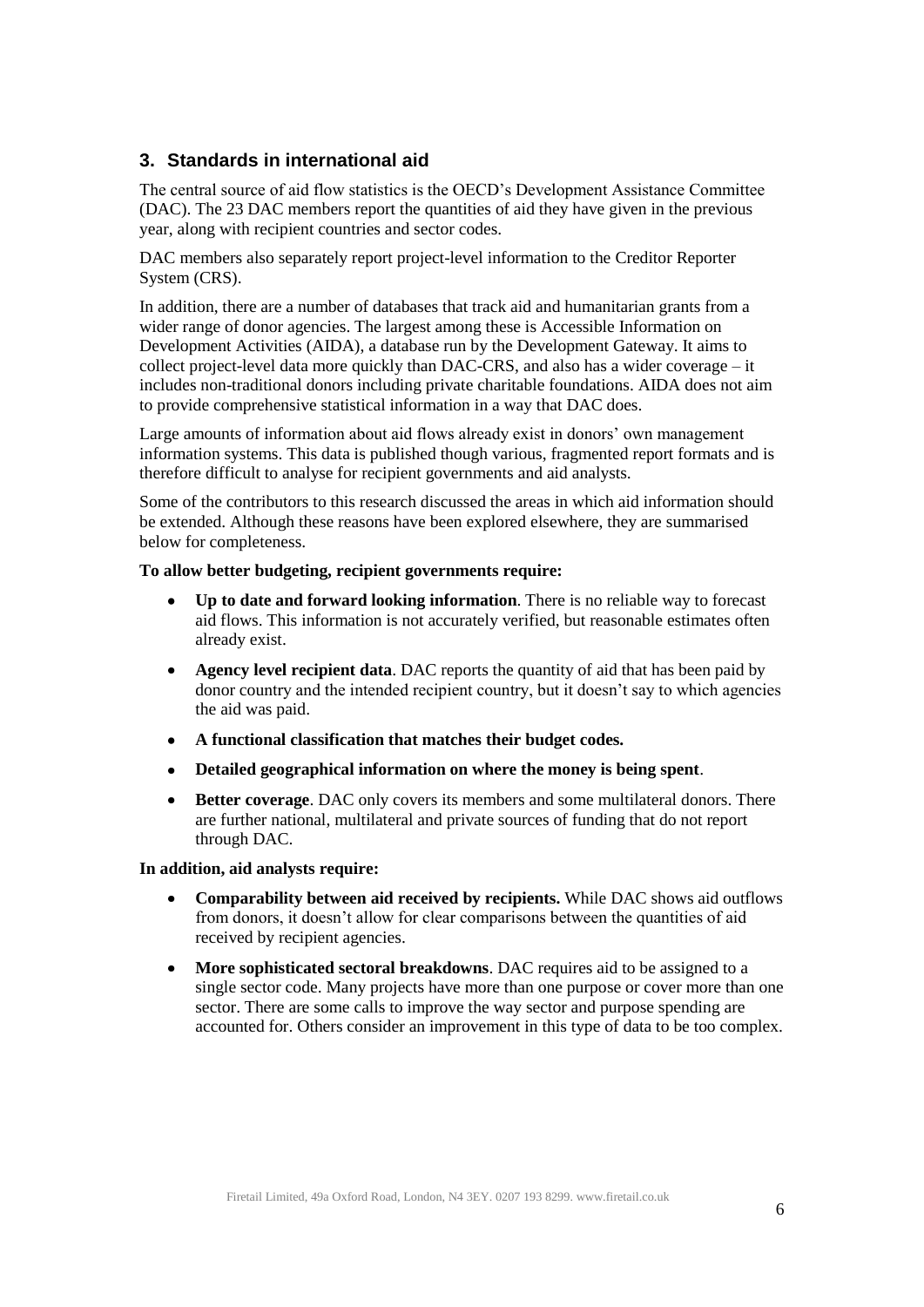## 3. Standards in international aid

The central source of aid flow statistics is the OECD's Development Assistance Committee (DAC). The 23 DAC members report the quantities of aid they have given in the previous year, along with recipient countries and sector codes.

DAC members also separately report project-level information to the Creditor Reporter System (CRS).

In addition, there are a number of databases that track aid and humanitarian grants from a wider range of donor agencies. The largest among these is Accessible Information on Development Activities (AIDA), a database run by the Development Gateway. It aims to collect project-level data more quickly than DAC-CRS, and also has a wider coverage – it includes non-traditional donors including private charitable foundations. AIDA does not aim to provide comprehensive statistical information in a way that DAC does.

Large amounts of information about aid flows already exist in donors' own management information systems. This data is published though various, fragmented report formats and is therefore difficult to analyse for recipient governments and aid analysts.

Some of the contributors to this research discussed the areas in which aid information should be extended. Although these reasons have been explored elsewhere, they are summarised below for completeness.

**To allow better budgeting, recipient governments require:**

- **Up to date and forward looking information**. There is no reliable way to forecast aid flows. This information is not accurately verified, but reasonable estimates often already exist.
- **Agency level recipient data**. DAC reports the quantity of aid that has been paid by donor country and the intended recipient country, but it doesn't say to which agencies the aid was paid.
- **A functional classification that matches their budget codes.**
- **Detailed geographical information on where the money is being spent**.
- **Better coverage**. DAC only covers its members and some multilateral donors. There are further national, multilateral and private sources of funding that do not report through DAC.

**In addition, aid analysts require:**

- **Comparability between aid received by recipients.** While DAC shows aid outflows from donors, it doesn't allow for clear comparisons between the quantities of aid received by recipient agencies.
- **More sophisticated sectoral breakdowns**. DAC requires aid to be assigned to a single sector code. Many projects have more than one purpose or cover more than one sector. There are some calls to improve the way sector and purpose spending are accounted for. Others consider an improvement in this type of data to be too complex.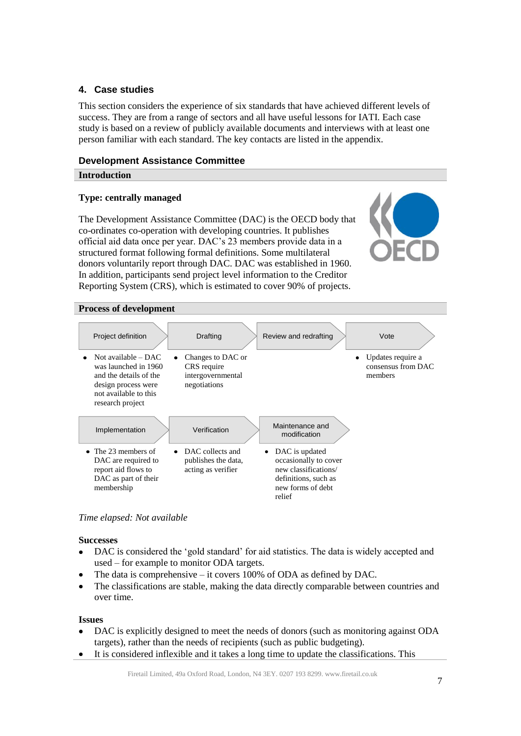## 4. Case studies

This section considers the experience of six standards that have achieved different levels of success. They are from a range of sectors and all have useful lessons for IATI. Each case study is based on a review of publicly available documents and interviews with at least one person familiar with each standard. The key contacts are listed in the appendix.

### Development Assistance Committee

#### Introduction

**Type: centrally managed**

The Development Assistance Committee (DAC) is the OECD body that co-ordinates co-operation with developing countries. It publishes official aid data once per year. DAC's 23 members provide data in a structured format following formal definitions. Some multilateral donors voluntarily report through DAC. DAC was established in 1960. In addition, participants send project level information to the Creditor Reporting System (CRS), which is estimated to cover 90% of projects.

#### Process of development

| Project definition | Drafting | Review and redrafting | Vote |
|---|---|---|---|
| Not available – DAC was launched in 1960 and the details of the design process were not available to this research project | Changes to DAC or CRS require intergovernmental negotiations | | Updates require a consensus from DAC members |

| Implementation | Verification | Maintenance and modification |
|---|---|---|
| The 23 members of DAC are required to report aid flows to DAC as part of their membership | DAC collects and publishes the data, acting as verifier | DAC is updated occasionally to cover new classifications/ definitions, such as new forms of debt relief |

*Time elapsed: Not available*

**Successes**

- DAC is considered the 'gold standard' for aid statistics. The data is widely accepted and used – for example to monitor ODA targets.
- The data is comprehensive – it covers 100% of ODA as defined by DAC.
- The classifications are stable, making the data directly comparable between countries and over time.

**Issues**

- DAC is explicitly designed to meet the needs of donors (such as monitoring against ODA targets), rather than the needs of recipients (such as public budgeting).
- It is considered inflexible and it takes a long time to update the classifications. This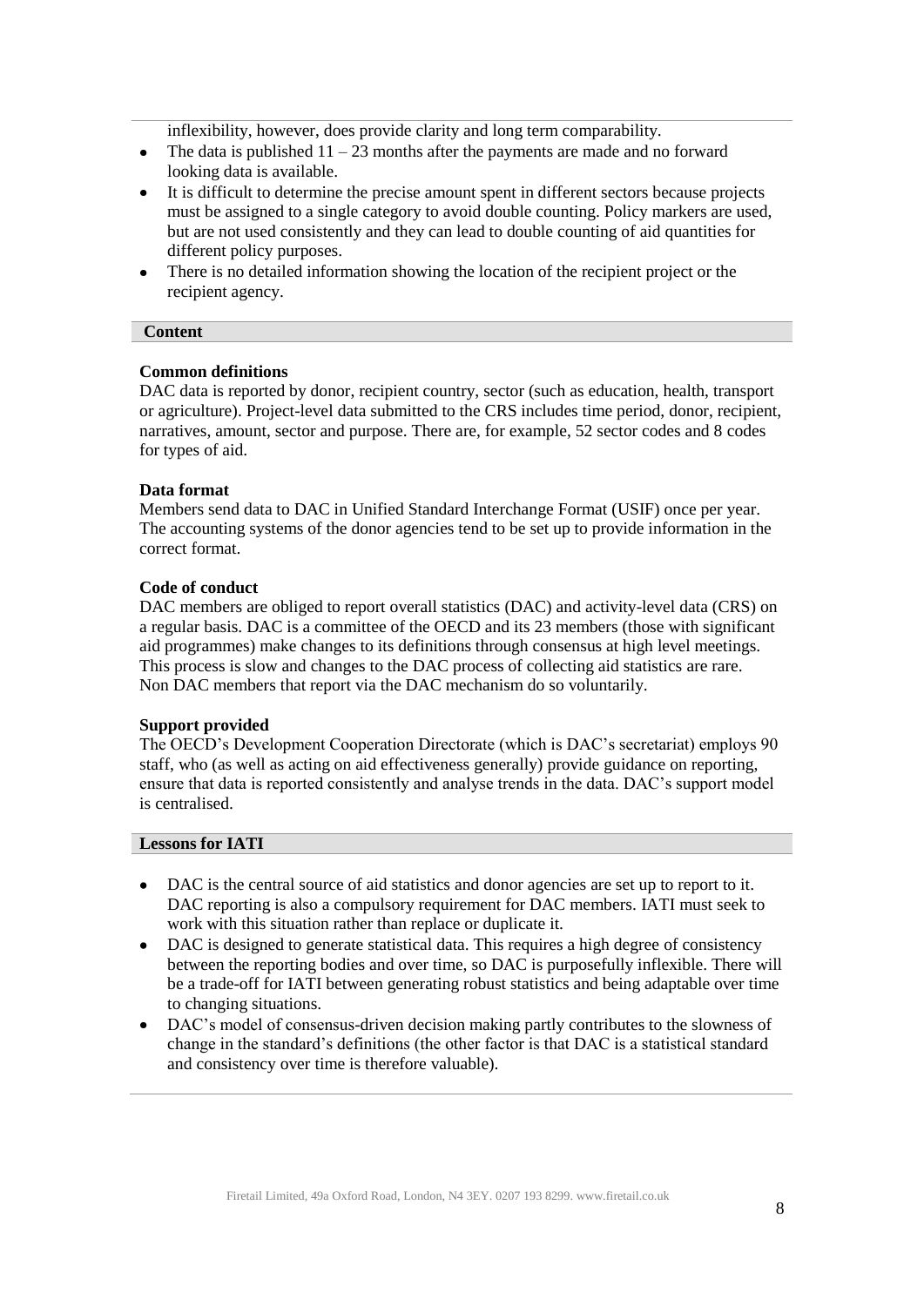inflexibility, however, does provide clarity and long term comparability.

- The data is published 11 – 23 months after the payments are made and no forward looking data is available.
- It is difficult to determine the precise amount spent in different sectors because projects must be assigned to a single category to avoid double counting. Policy markers are used, but are not used consistently and they can lead to double counting of aid quantities for different policy purposes.
- There is no detailed information showing the location of the recipient project or the recipient agency.

## Content

### Common definitions

DAC data is reported by donor, recipient country, sector (such as education, health, transport or agriculture). Project-level data submitted to the CRS includes time period, donor, recipient, narratives, amount, sector and purpose. There are, for example, 52 sector codes and 8 codes for types of aid.

### Data format

Members send data to DAC in Unified Standard Interchange Format (USIF) once per year. The accounting systems of the donor agencies tend to be set up to provide information in the correct format.

### Code of conduct

DAC members are obliged to report overall statistics (DAC) and activity-level data (CRS) on a regular basis. DAC is a committee of the OECD and its 23 members (those with significant aid programmes) make changes to its definitions through consensus at high level meetings. This process is slow and changes to the DAC process of collecting aid statistics are rare. Non DAC members that report via the DAC mechanism do so voluntarily.

### Support provided

The OECD's Development Cooperation Directorate (which is DAC's secretariat) employs 90 staff, who (as well as acting on aid effectiveness generally) provide guidance on reporting, ensure that data is reported consistently and analyse trends in the data. DAC's support model is centralised.

## Lessons for IATI

- DAC is the central source of aid statistics and donor agencies are set up to report to it. DAC reporting is also a compulsory requirement for DAC members. IATI must seek to work with this situation rather than replace or duplicate it.
- DAC is designed to generate statistical data. This requires a high degree of consistency between the reporting bodies and over time, so DAC is purposefully inflexible. There will be a trade-off for IATI between generating robust statistics and being adaptable over time to changing situations.
- DAC's model of consensus-driven decision making partly contributes to the slowness of change in the standard's definitions (the other factor is that DAC is a statistical standard and consistency over time is therefore valuable).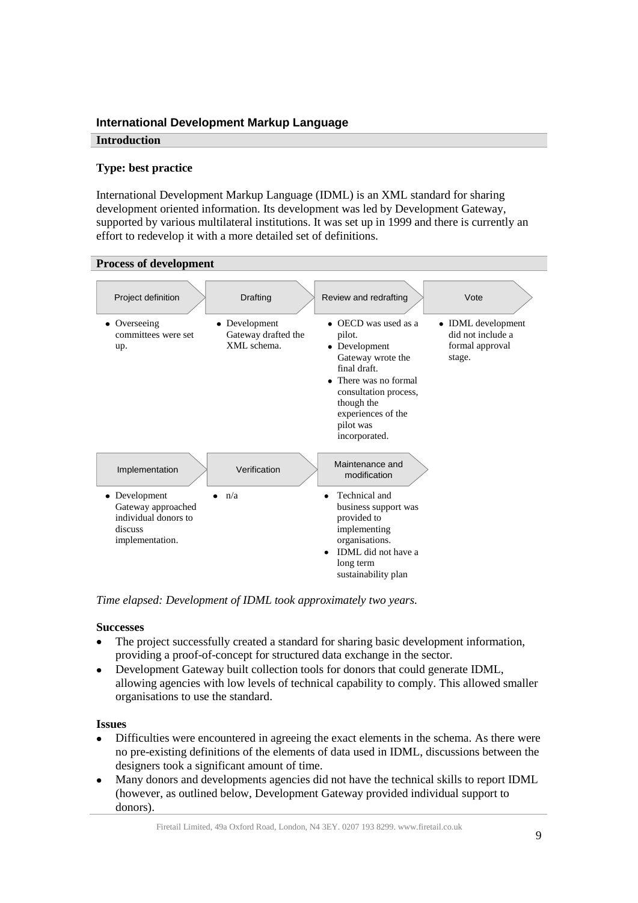### International Development Markup Language

#### Introduction

**Type: best practice**

International Development Markup Language (IDML) is an XML standard for sharing development oriented information. Its development was led by Development Gateway, supported by various multilateral institutions. It was set up in 1999 and there is currently an effort to redevelop it with a more detailed set of definitions.

#### Process of development

| Project definition | Drafting | Review and redrafting | Vote |
|---|---|---|---|
| • Overseeing committees were set up. | • Development Gateway drafted the XML schema. | • OECD was used as a pilot. • Development Gateway wrote the final draft. • There was no formal consultation process, though the experiences of the pilot was incorporated. | • IDML development did not include a formal approval stage. |

| Implementation | Verification | Maintenance and modification |
|---|---|---|
| • Development Gateway approached individual donors to discuss implementation. | • n/a | • Technical and business support was provided to implementing organisations. • IDML did not have a long term sustainability plan |

*Time elapsed: Development of IDML took approximately two years.*

**Successes**

- The project successfully created a standard for sharing basic development information, providing a proof-of-concept for structured data exchange in the sector.
- Development Gateway built collection tools for donors that could generate IDML, allowing agencies with low levels of technical capability to comply. This allowed smaller organisations to use the standard.

**Issues**

- Difficulties were encountered in agreeing the exact elements in the schema. As there were no pre-existing definitions of the elements of data used in IDML, discussions between the designers took a significant amount of time.
- Many donors and developments agencies did not have the technical skills to report IDML (however, as outlined below, Development Gateway provided individual support to donors).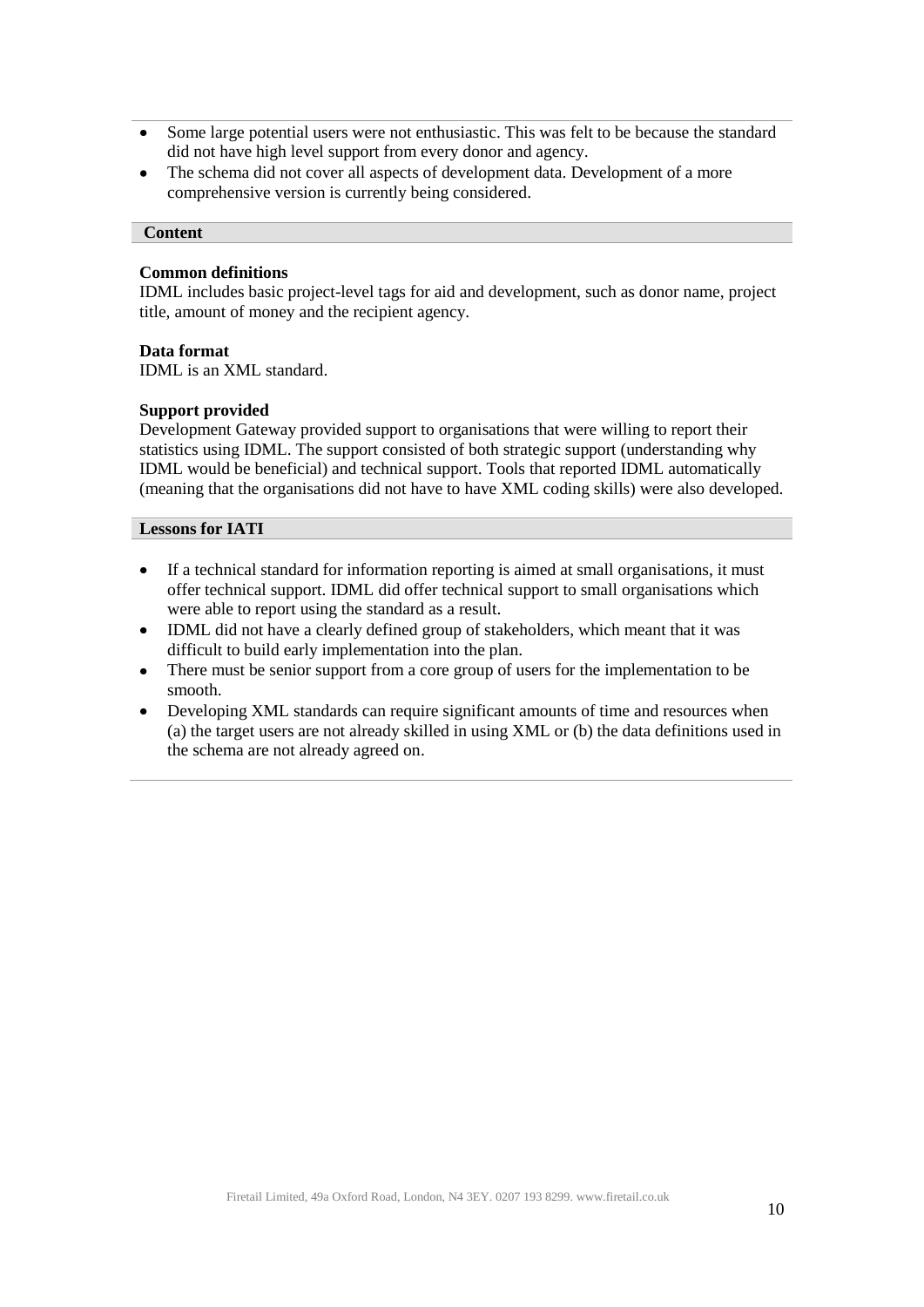- Some large potential users were not enthusiastic. This was felt to be because the standard did not have high level support from every donor and agency.
- The schema did not cover all aspects of development data. Development of a more comprehensive version is currently being considered.

## Content

**Common definitions**
IDML includes basic project-level tags for aid and development, such as donor name, project title, amount of money and the recipient agency.

**Data format**
IDML is an XML standard.

**Support provided**
Development Gateway provided support to organisations that were willing to report their statistics using IDML. The support consisted of both strategic support (understanding why IDML would be beneficial) and technical support. Tools that reported IDML automatically (meaning that the organisations did not have to have XML coding skills) were also developed.

## Lessons for IATI

- If a technical standard for information reporting is aimed at small organisations, it must offer technical support. IDML did offer technical support to small organisations which were able to report using the standard as a result.
- IDML did not have a clearly defined group of stakeholders, which meant that it was difficult to build early implementation into the plan.
- There must be senior support from a core group of users for the implementation to be smooth.
- Developing XML standards can require significant amounts of time and resources when (a) the target users are not already skilled in using XML or (b) the data definitions used in the schema are not already agreed on.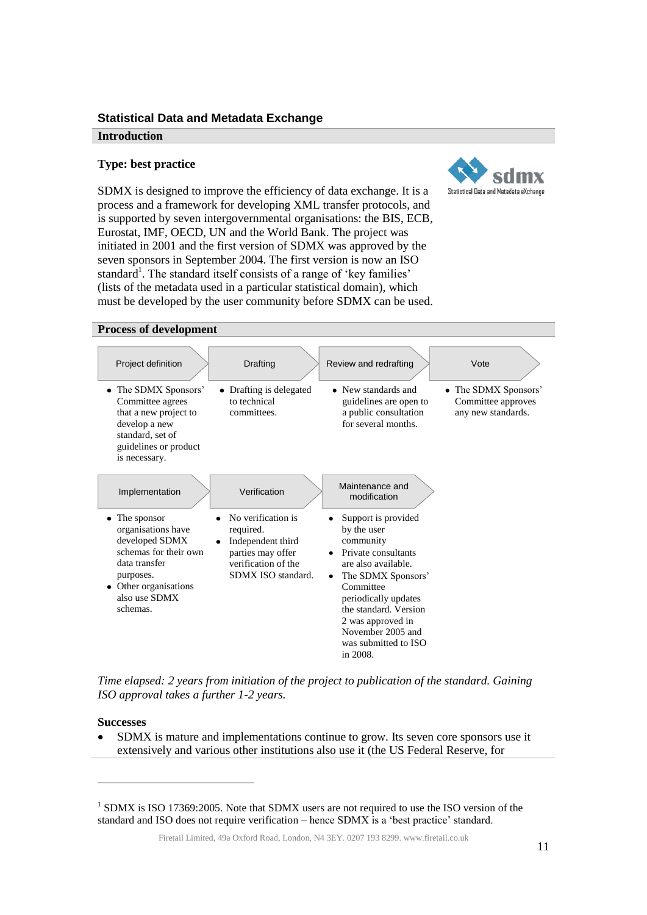## Statistical Data and Metadata Exchange

### Introduction

**Type: best practice**

SDMX is designed to improve the efficiency of data exchange. It is a process and a framework for developing XML transfer protocols, and is supported by seven intergovernmental organisations: the BIS, ECB, Eurostat, IMF, OECD, UN and the World Bank. The project was initiated in 2001 and the first version of SDMX was approved by the seven sponsors in September 2004. The first version is now an ISO standard[1]. The standard itself consists of a range of 'key families' (lists of the metadata used in a particular statistical domain), which must be developed by the user community before SDMX can be used.

### Process of development

| Project definition | Drafting | Review and redrafting | Vote |
|---|---|---|---|
| • The SDMX Sponsors' Committee agrees that a new project to develop a new standard, set of guidelines or product is necessary. | • Drafting is delegated to technical committees. | • New standards and guidelines are open to a public consultation for several months. | • The SDMX Sponsors' Committee approves any new standards. |

| Implementation | Verification | Maintenance and modification |
|---|---|---|
| • The sponsor organisations have developed SDMX schemas for their own data transfer purposes.<br>• Other organisations also use SDMX schemas. | • No verification is required.<br>• Independent third parties may offer verification of the SDMX ISO standard. | • Support is provided by the user community<br>• Private consultants are also available.<br>• The SDMX Sponsors' Committee periodically updates the standard. Version 2 was approved in November 2005 and was submitted to ISO in 2008. |

*Time elapsed: 2 years from initiation of the project to publication of the standard. Gaining ISO approval takes a further 1-2 years.*

**Successes**

- SDMX is mature and implementations continue to grow. Its seven core sponsors use it extensively and various other institutions also use it (the US Federal Reserve, for

---

[1] SDMX is ISO 17369:2005. Note that SDMX users are not required to use the ISO version of the standard and ISO does not require verification – hence SDMX is a 'best practice' standard.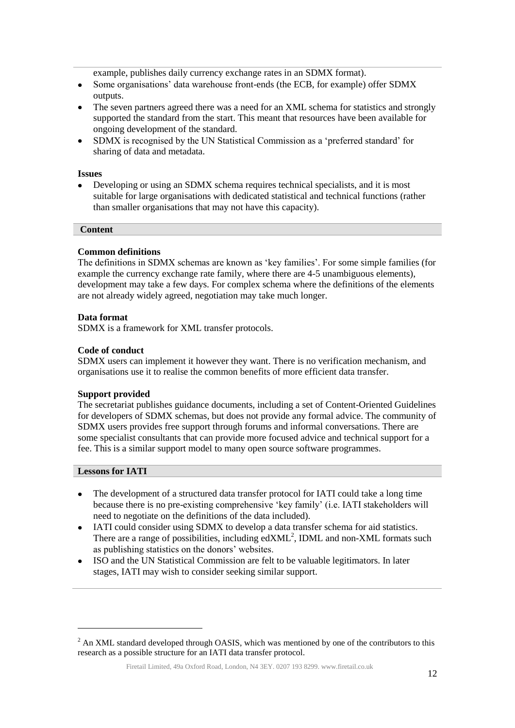example, publishes daily currency exchange rates in an SDMX format).

- Some organisations' data warehouse front-ends (the ECB, for example) offer SDMX outputs.
- The seven partners agreed there was a need for an XML schema for statistics and strongly supported the standard from the start. This meant that resources have been available for ongoing development of the standard.
- SDMX is recognised by the UN Statistical Commission as a 'preferred standard' for sharing of data and metadata.

**Issues**

- Developing or using an SDMX schema requires technical specialists, and it is most suitable for large organisations with dedicated statistical and technical functions (rather than smaller organisations that may not have this capacity).

## Content

**Common definitions**

The definitions in SDMX schemas are known as 'key families'. For some simple families (for example the currency exchange rate family, where there are 4-5 unambiguous elements), development may take a few days. For complex schema where the definitions of the elements are not already widely agreed, negotiation may take much longer.

**Data format**

SDMX is a framework for XML transfer protocols.

**Code of conduct**

SDMX users can implement it however they want. There is no verification mechanism, and organisations use it to realise the common benefits of more efficient data transfer.

**Support provided**

The secretariat publishes guidance documents, including a set of Content-Oriented Guidelines for developers of SDMX schemas, but does not provide any formal advice. The community of SDMX users provides free support through forums and informal conversations. There are some specialist consultants that can provide more focused advice and technical support for a fee. This is a similar support model to many open source software programmes.

## Lessons for IATI

- The development of a structured data transfer protocol for IATI could take a long time because there is no pre-existing comprehensive 'key family' (i.e. IATI stakeholders will need to negotiate on the definitions of the data included).
- IATI could consider using SDMX to develop a data transfer schema for aid statistics. There are a range of possibilities, including edXML[2], IDML and non-XML formats such as publishing statistics on the donors' websites.
- ISO and the UN Statistical Commission are felt to be valuable legitimators. In later stages, IATI may wish to consider seeking similar support.

[2] An XML standard developed through OASIS, which was mentioned by one of the contributors to this research as a possible structure for an IATI data transfer protocol.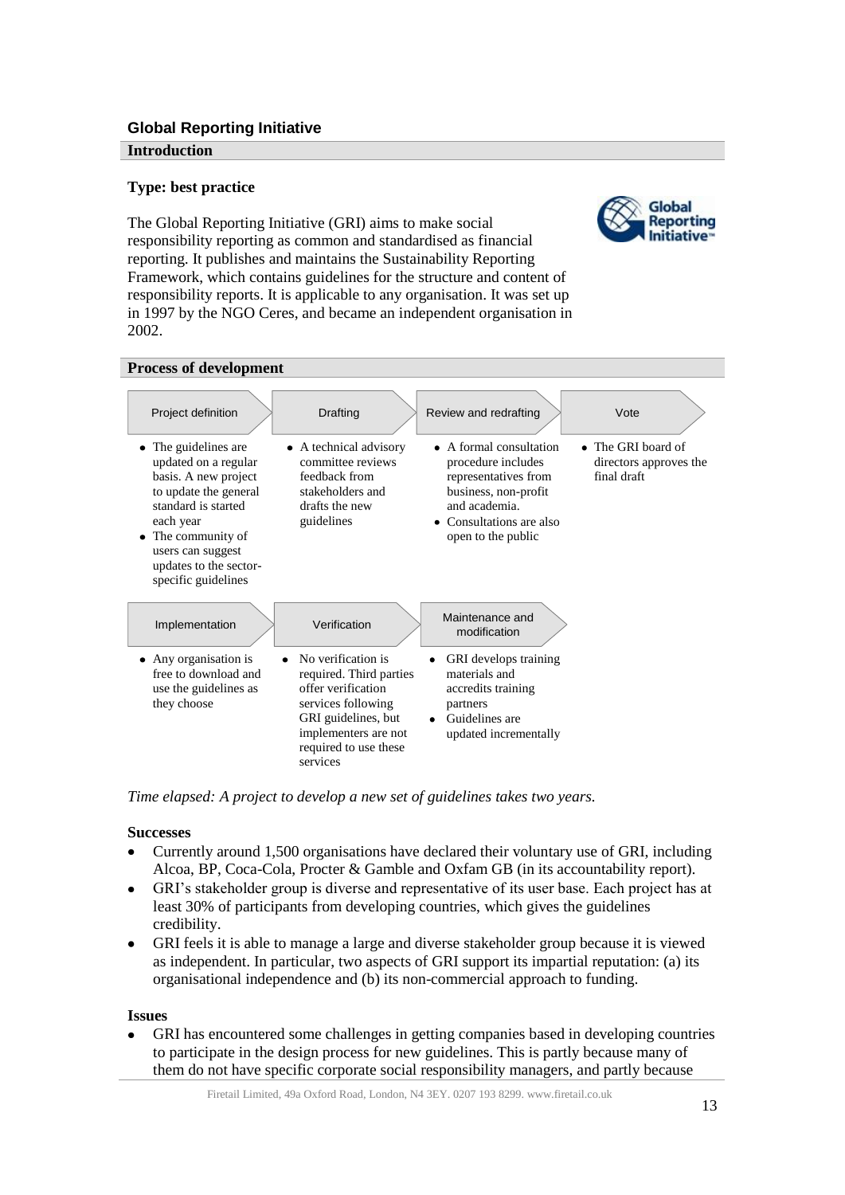## Global Reporting Initiative

### Introduction

**Type: best practice**

The Global Reporting Initiative (GRI) aims to make social responsibility reporting as common and standardised as financial reporting. It publishes and maintains the Sustainability Reporting Framework, which contains guidelines for the structure and content of responsibility reports. It is applicable to any organisation. It was set up in 1997 by the NGO Ceres, and became an independent organisation in 2002.

### Process of development

| Project definition | Drafting | Review and redrafting | Vote |
|---|---|---|---|
| • The guidelines are updated on a regular basis. A new project to update the general standard is started each year<br>• The community of users can suggest updates to the sector-specific guidelines | • A technical advisory committee reviews feedback from stakeholders and drafts the new guidelines | • A formal consultation procedure includes representatives from business, non-profit and academia.<br>• Consultations are also open to the public | • The GRI board of directors approves the final draft |

| Implementation | Verification | Maintenance and modification |
|---|---|---|
| • Any organisation is free to download and use the guidelines as they choose | • No verification is required. Third parties offer verification services following GRI guidelines, but implementers are not required to use these services | • GRI develops training materials and accredits training partners<br>• Guidelines are updated incrementally |

*Time elapsed: A project to develop a new set of guidelines takes two years.*

**Successes**

- Currently around 1,500 organisations have declared their voluntary use of GRI, including Alcoa, BP, Coca-Cola, Procter & Gamble and Oxfam GB (in its accountability report).
- GRI's stakeholder group is diverse and representative of its user base. Each project has at least 30% of participants from developing countries, which gives the guidelines credibility.
- GRI feels it is able to manage a large and diverse stakeholder group because it is viewed as independent. In particular, two aspects of GRI support its impartial reputation: (a) its organisational independence and (b) its non-commercial approach to funding.

**Issues**

- GRI has encountered some challenges in getting companies based in developing countries to participate in the design process for new guidelines. This is partly because many of them do not have specific corporate social responsibility managers, and partly because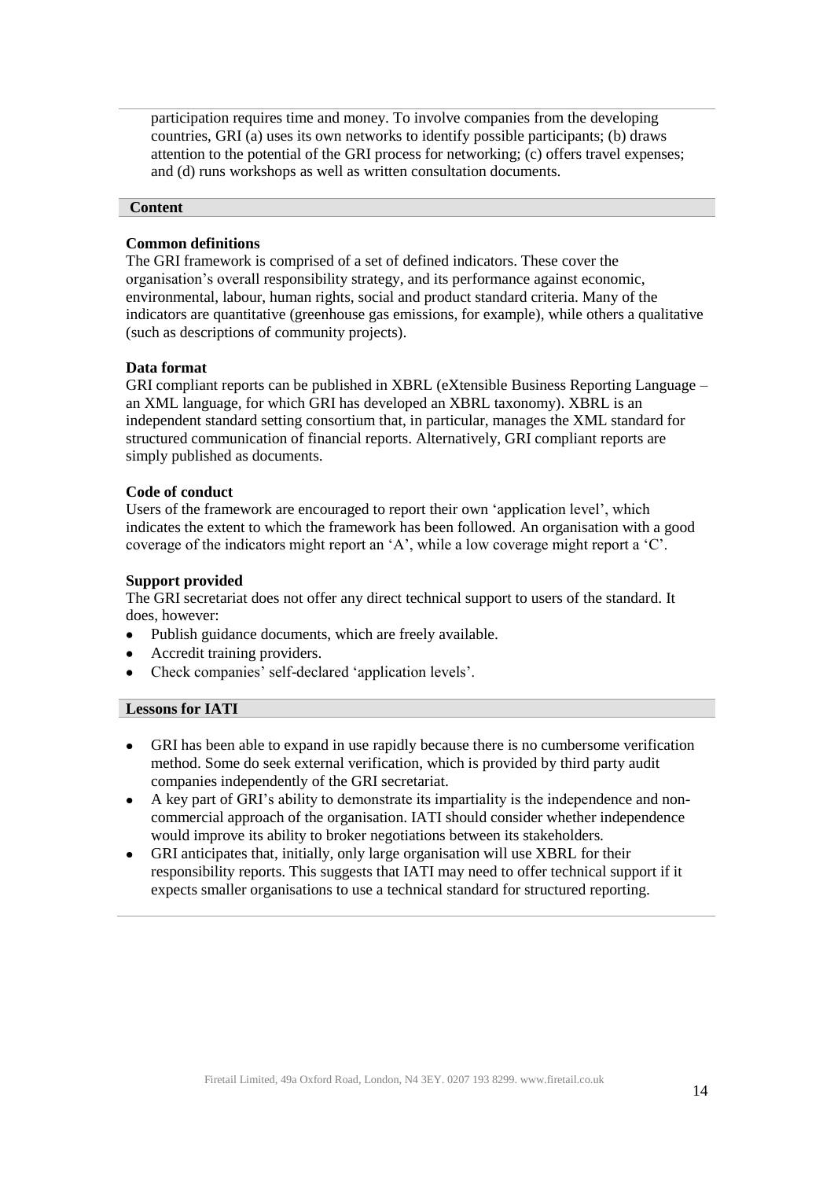participation requires time and money. To involve companies from the developing countries, GRI (a) uses its own networks to identify possible participants; (b) draws attention to the potential of the GRI process for networking; (c) offers travel expenses; and (d) runs workshops as well as written consultation documents.

## Content

**Common definitions**
The GRI framework is comprised of a set of defined indicators. These cover the organisation's overall responsibility strategy, and its performance against economic, environmental, labour, human rights, social and product standard criteria. Many of the indicators are quantitative (greenhouse gas emissions, for example), while others a qualitative (such as descriptions of community projects).

**Data format**
GRI compliant reports can be published in XBRL (eXtensible Business Reporting Language – an XML language, for which GRI has developed an XBRL taxonomy). XBRL is an independent standard setting consortium that, in particular, manages the XML standard for structured communication of financial reports. Alternatively, GRI compliant reports are simply published as documents.

**Code of conduct**
Users of the framework are encouraged to report their own 'application level', which indicates the extent to which the framework has been followed. An organisation with a good coverage of the indicators might report an 'A', while a low coverage might report a 'C'.

**Support provided**
The GRI secretariat does not offer any direct technical support to users of the standard. It does, however:

- Publish guidance documents, which are freely available.
- Accredit training providers.
- Check companies' self-declared 'application levels'.

## Lessons for IATI

- GRI has been able to expand in use rapidly because there is no cumbersome verification method. Some do seek external verification, which is provided by third party audit companies independently of the GRI secretariat.
- A key part of GRI's ability to demonstrate its impartiality is the independence and non-commercial approach of the organisation. IATI should consider whether independence would improve its ability to broker negotiations between its stakeholders.
- GRI anticipates that, initially, only large organisation will use XBRL for their responsibility reports. This suggests that IATI may need to offer technical support if it expects smaller organisations to use a technical standard for structured reporting.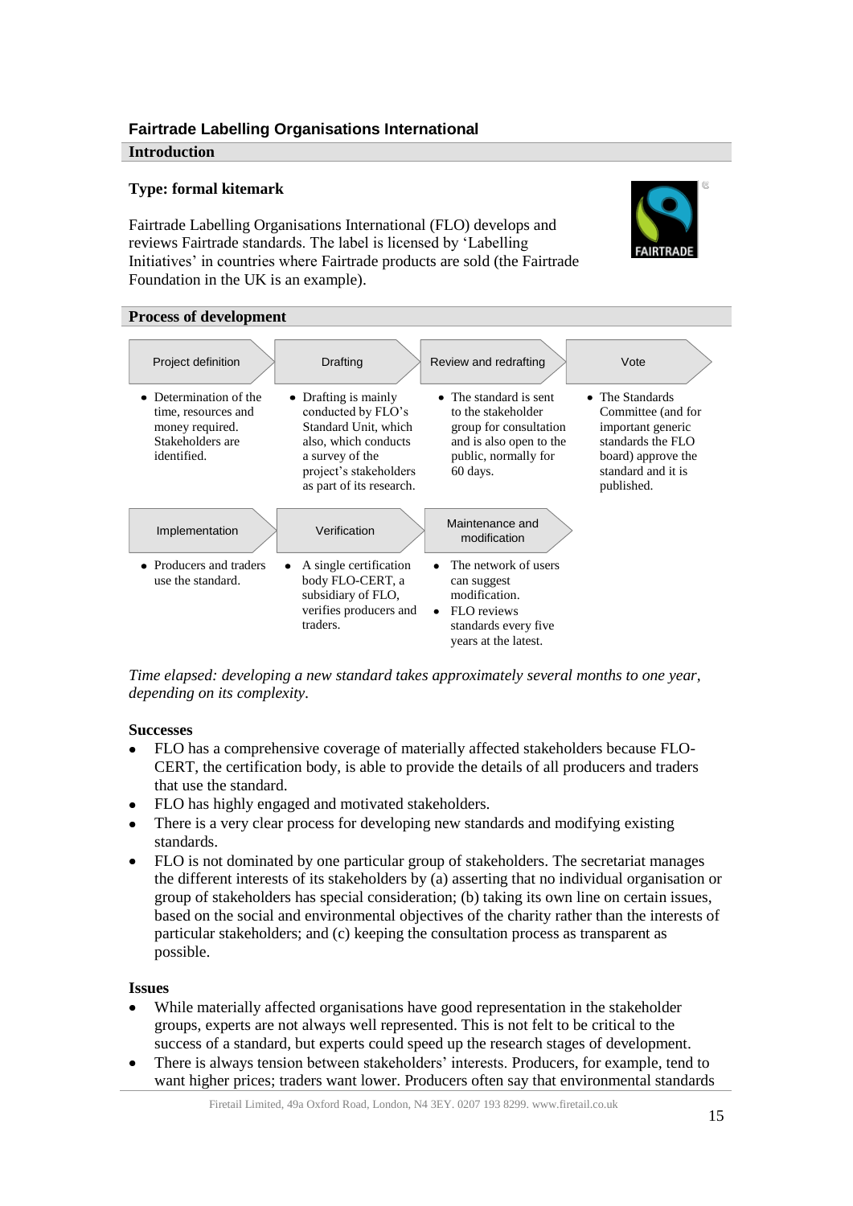## Fairtrade Labelling Organisations International

### Introduction

**Type: formal kitemark**

Fairtrade Labelling Organisations International (FLO) develops and reviews Fairtrade standards. The label is licensed by 'Labelling Initiatives' in countries where Fairtrade products are sold (the Fairtrade Foundation in the UK is an example).

### Process of development

| Project definition | Drafting | Review and redrafting | Vote |
|---|---|---|---|
| • Determination of the time, resources and money required. Stakeholders are identified. | • Drafting is mainly conducted by FLO's Standard Unit, which also, which conducts a survey of the project's stakeholders as part of its research. | • The standard is sent to the stakeholder group for consultation and is also open to the public, normally for 60 days. | • The Standards Committee (and for important generic standards the FLO board) approve the standard and it is published. |

| Implementation | Verification | Maintenance and modification |
|---|---|---|
| • Producers and traders use the standard. | • A single certification body FLO-CERT, a subsidiary of FLO, verifies producers and traders. | • The network of users can suggest modification. • FLO reviews standards every five years at the latest. |

*Time elapsed: developing a new standard takes approximately several months to one year, depending on its complexity.*

**Successes**

- FLO has a comprehensive coverage of materially affected stakeholders because FLO-CERT, the certification body, is able to provide the details of all producers and traders that use the standard.
- FLO has highly engaged and motivated stakeholders.
- There is a very clear process for developing new standards and modifying existing standards.
- FLO is not dominated by one particular group of stakeholders. The secretariat manages the different interests of its stakeholders by (a) asserting that no individual organisation or group of stakeholders has special consideration; (b) taking its own line on certain issues, based on the social and environmental objectives of the charity rather than the interests of particular stakeholders; and (c) keeping the consultation process as transparent as possible.

**Issues**

- While materially affected organisations have good representation in the stakeholder groups, experts are not always well represented. This is not felt to be critical to the success of a standard, but experts could speed up the research stages of development.
- There is always tension between stakeholders' interests. Producers, for example, tend to want higher prices; traders want lower. Producers often say that environmental standards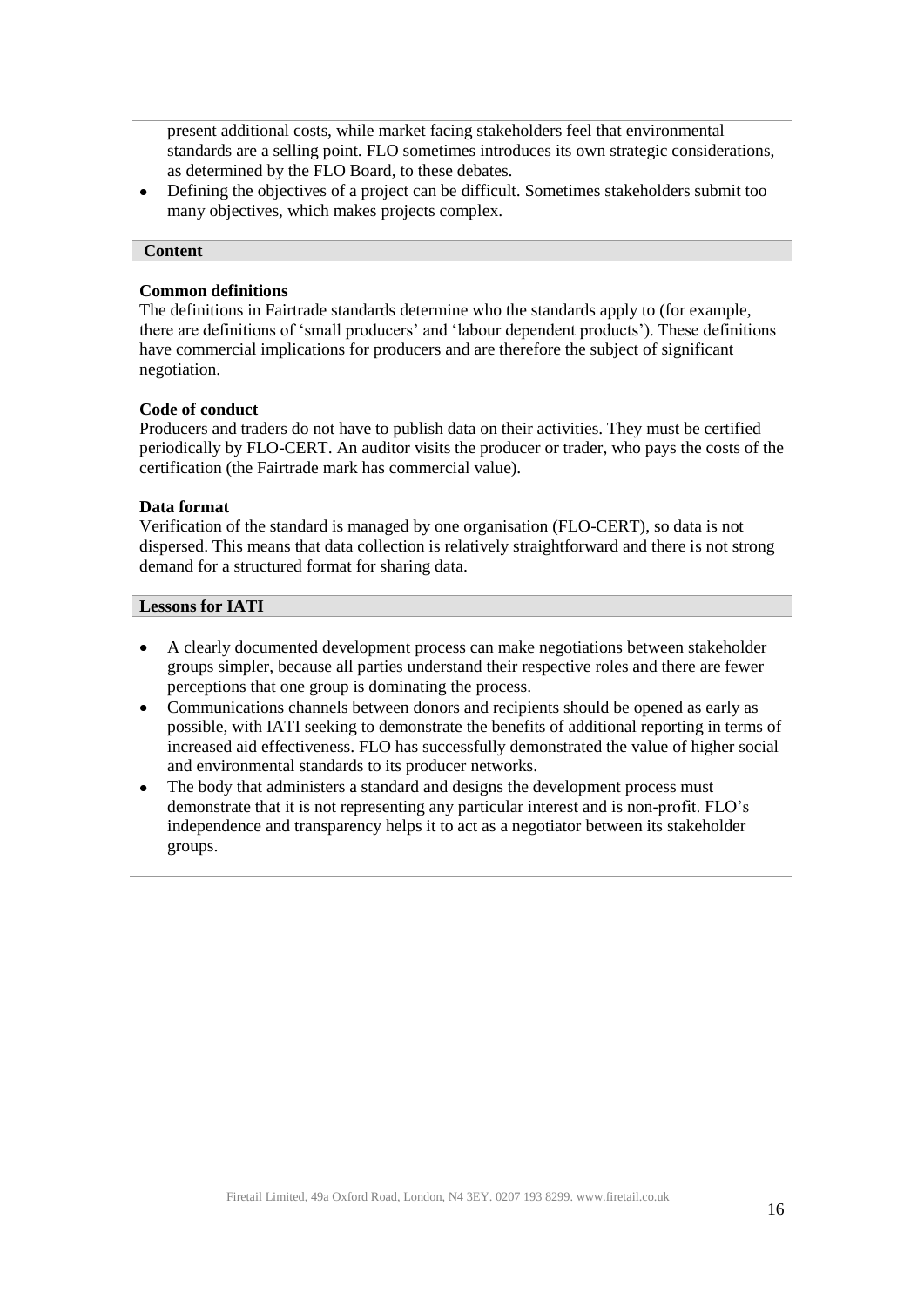present additional costs, while market facing stakeholders feel that environmental standards are a selling point. FLO sometimes introduces its own strategic considerations, as determined by the FLO Board, to these debates.

- Defining the objectives of a project can be difficult. Sometimes stakeholders submit too many objectives, which makes projects complex.

### Content

**Common definitions**

The definitions in Fairtrade standards determine who the standards apply to (for example, there are definitions of 'small producers' and 'labour dependent products'). These definitions have commercial implications for producers and are therefore the subject of significant negotiation.

**Code of conduct**

Producers and traders do not have to publish data on their activities. They must be certified periodically by FLO-CERT. An auditor visits the producer or trader, who pays the costs of the certification (the Fairtrade mark has commercial value).

**Data format**

Verification of the standard is managed by one organisation (FLO-CERT), so data is not dispersed. This means that data collection is relatively straightforward and there is not strong demand for a structured format for sharing data.

### Lessons for IATI

- A clearly documented development process can make negotiations between stakeholder groups simpler, because all parties understand their respective roles and there are fewer perceptions that one group is dominating the process.
- Communications channels between donors and recipients should be opened as early as possible, with IATI seeking to demonstrate the benefits of additional reporting in terms of increased aid effectiveness. FLO has successfully demonstrated the value of higher social and environmental standards to its producer networks.
- The body that administers a standard and designs the development process must demonstrate that it is not representing any particular interest and is non-profit. FLO's independence and transparency helps it to act as a negotiator between its stakeholder groups.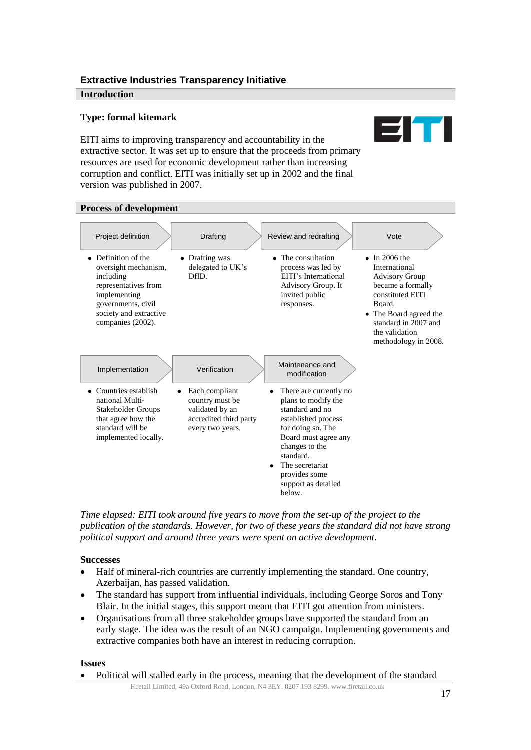### Extractive Industries Transparency Initiative

## Introduction

**Type: formal kitemark**

EITI aims to improving transparency and accountability in the extractive sector. It was set up to ensure that the proceeds from primary resources are used for economic development rather than increasing corruption and conflict. EITI was initially set up in 2002 and the final version was published in 2007.

## Process of development

| Project definition | Drafting | Review and redrafting | Vote |
|---|---|---|---|
| • Definition of the oversight mechanism, including representatives from implementing governments, civil society and extractive companies (2002). | • Drafting was delegated to UK's DfID. | • The consultation process was led by EITI's International Advisory Group. It invited public responses. | • In 2006 the International Advisory Group became a formally constituted EITI Board. • The Board agreed the standard in 2007 and the validation methodology in 2008. |

| Implementation | Verification | Maintenance and modification |
|---|---|---|
| • Countries establish national Multi-Stakeholder Groups that agree how the standard will be implemented locally. | • Each compliant country must be validated by an accredited third party every two years. | • There are currently no plans to modify the standard and no established process for doing so. The Board must agree any changes to the standard. • The secretariat provides some support as detailed below. |

*Time elapsed: EITI took around five years to move from the set-up of the project to the publication of the standards. However, for two of these years the standard did not have strong political support and around three years were spent on active development.*

**Successes**

- Half of mineral-rich countries are currently implementing the standard. One country, Azerbaijan, has passed validation.
- The standard has support from influential individuals, including George Soros and Tony Blair. In the initial stages, this support meant that EITI got attention from ministers.
- Organisations from all three stakeholder groups have supported the standard from an early stage. The idea was the result of an NGO campaign. Implementing governments and extractive companies both have an interest in reducing corruption.

**Issues**

- Political will stalled early in the process, meaning that the development of the standard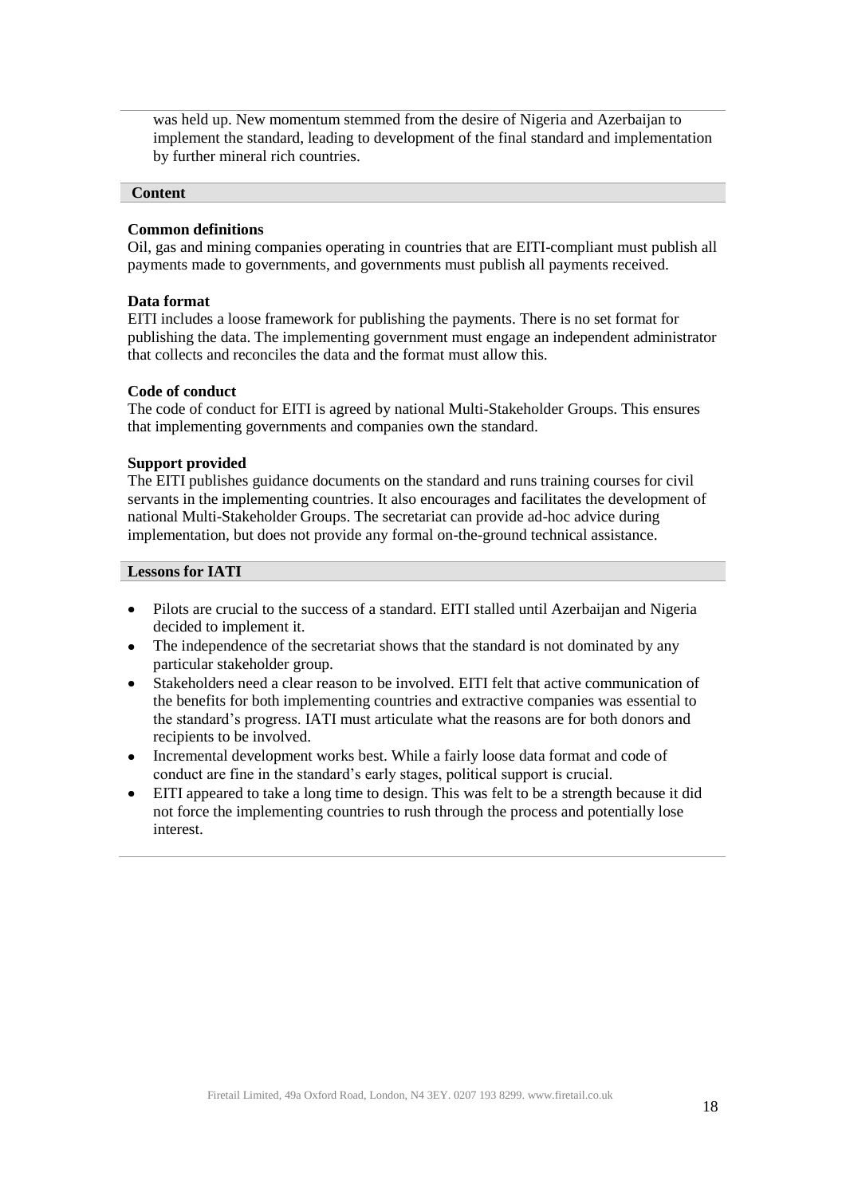was held up. New momentum stemmed from the desire of Nigeria and Azerbaijan to implement the standard, leading to development of the final standard and implementation by further mineral rich countries.

## Content

**Common definitions**

Oil, gas and mining companies operating in countries that are EITI-compliant must publish all payments made to governments, and governments must publish all payments received.

**Data format**

EITI includes a loose framework for publishing the payments. There is no set format for publishing the data. The implementing government must engage an independent administrator that collects and reconciles the data and the format must allow this.

**Code of conduct**

The code of conduct for EITI is agreed by national Multi-Stakeholder Groups. This ensures that implementing governments and companies own the standard.

**Support provided**

The EITI publishes guidance documents on the standard and runs training courses for civil servants in the implementing countries. It also encourages and facilitates the development of national Multi-Stakeholder Groups. The secretariat can provide ad-hoc advice during implementation, but does not provide any formal on-the-ground technical assistance.

## Lessons for IATI

- Pilots are crucial to the success of a standard. EITI stalled until Azerbaijan and Nigeria decided to implement it.
- The independence of the secretariat shows that the standard is not dominated by any particular stakeholder group.
- Stakeholders need a clear reason to be involved. EITI felt that active communication of the benefits for both implementing countries and extractive companies was essential to the standard's progress. IATI must articulate what the reasons are for both donors and recipients to be involved.
- Incremental development works best. While a fairly loose data format and code of conduct are fine in the standard's early stages, political support is crucial.
- EITI appeared to take a long time to design. This was felt to be a strength because it did not force the implementing countries to rush through the process and potentially lose interest.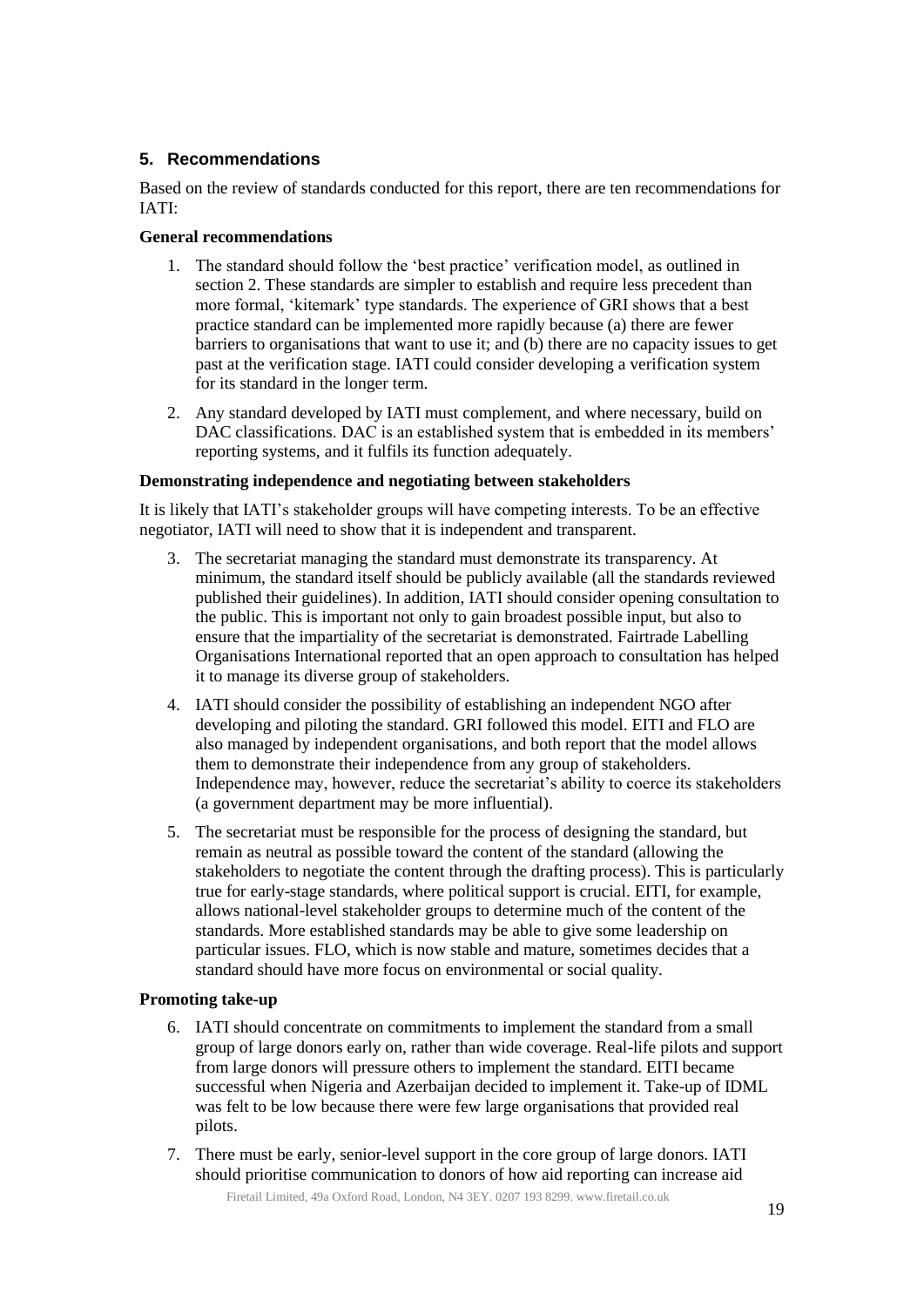## 5. Recommendations

Based on the review of standards conducted for this report, there are ten recommendations for IATI:

**General recommendations**

1. The standard should follow the 'best practice' verification model, as outlined in section 2. These standards are simpler to establish and require less precedent than more formal, 'kitemark' type standards. The experience of GRI shows that a best practice standard can be implemented more rapidly because (a) there are fewer barriers to organisations that want to use it; and (b) there are no capacity issues to get past at the verification stage. IATI could consider developing a verification system for its standard in the longer term.

2. Any standard developed by IATI must complement, and where necessary, build on DAC classifications. DAC is an established system that is embedded in its members' reporting systems, and it fulfils its function adequately.

**Demonstrating independence and negotiating between stakeholders**

It is likely that IATI's stakeholder groups will have competing interests. To be an effective negotiator, IATI will need to show that it is independent and transparent.

3. The secretariat managing the standard must demonstrate its transparency. At minimum, the standard itself should be publicly available (all the standards reviewed published their guidelines). In addition, IATI should consider opening consultation to the public. This is important not only to gain broadest possible input, but also to ensure that the impartiality of the secretariat is demonstrated. Fairtrade Labelling Organisations International reported that an open approach to consultation has helped it to manage its diverse group of stakeholders.

4. IATI should consider the possibility of establishing an independent NGO after developing and piloting the standard. GRI followed this model. EITI and FLO are also managed by independent organisations, and both report that the model allows them to demonstrate their independence from any group of stakeholders. Independence may, however, reduce the secretariat's ability to coerce its stakeholders (a government department may be more influential).

5. The secretariat must be responsible for the process of designing the standard, but remain as neutral as possible toward the content of the standard (allowing the stakeholders to negotiate the content through the drafting process). This is particularly true for early-stage standards, where political support is crucial. EITI, for example, allows national-level stakeholder groups to determine much of the content of the standards. More established standards may be able to give some leadership on particular issues. FLO, which is now stable and mature, sometimes decides that a standard should have more focus on environmental or social quality.

**Promoting take-up**

6. IATI should concentrate on commitments to implement the standard from a small group of large donors early on, rather than wide coverage. Real-life pilots and support from large donors will pressure others to implement the standard. EITI became successful when Nigeria and Azerbaijan decided to implement it. Take-up of IDML was felt to be low because there were few large organisations that provided real pilots.

7. There must be early, senior-level support in the core group of large donors. IATI should prioritise communication to donors of how aid reporting can increase aid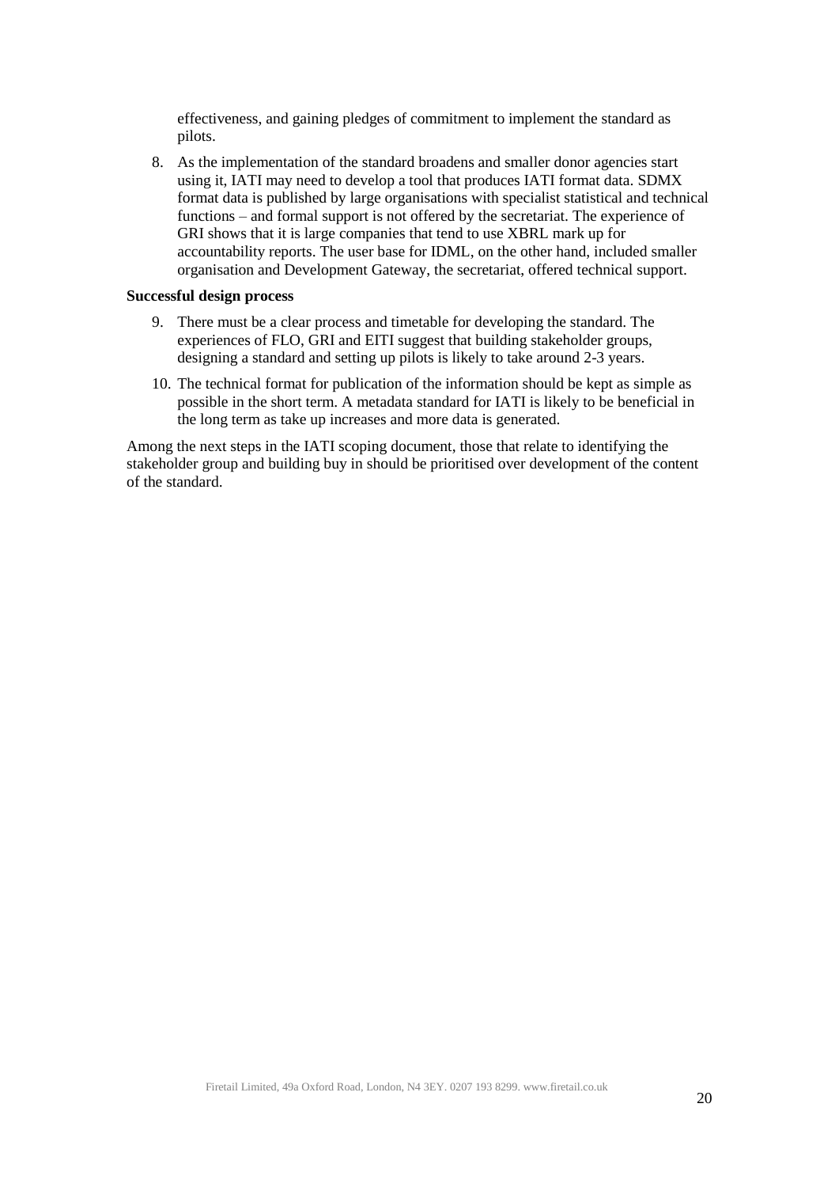effectiveness, and gaining pledges of commitment to implement the standard as pilots.

8. As the implementation of the standard broadens and smaller donor agencies start using it, IATI may need to develop a tool that produces IATI format data. SDMX format data is published by large organisations with specialist statistical and technical functions – and formal support is not offered by the secretariat. The experience of GRI shows that it is large companies that tend to use XBRL mark up for accountability reports. The user base for IDML, on the other hand, included smaller organisation and Development Gateway, the secretariat, offered technical support.

**Successful design process**

9. There must be a clear process and timetable for developing the standard. The experiences of FLO, GRI and EITI suggest that building stakeholder groups, designing a standard and setting up pilots is likely to take around 2-3 years.

10. The technical format for publication of the information should be kept as simple as possible in the short term. A metadata standard for IATI is likely to be beneficial in the long term as take up increases and more data is generated.

Among the next steps in the IATI scoping document, those that relate to identifying the stakeholder group and building buy in should be prioritised over development of the content of the standard.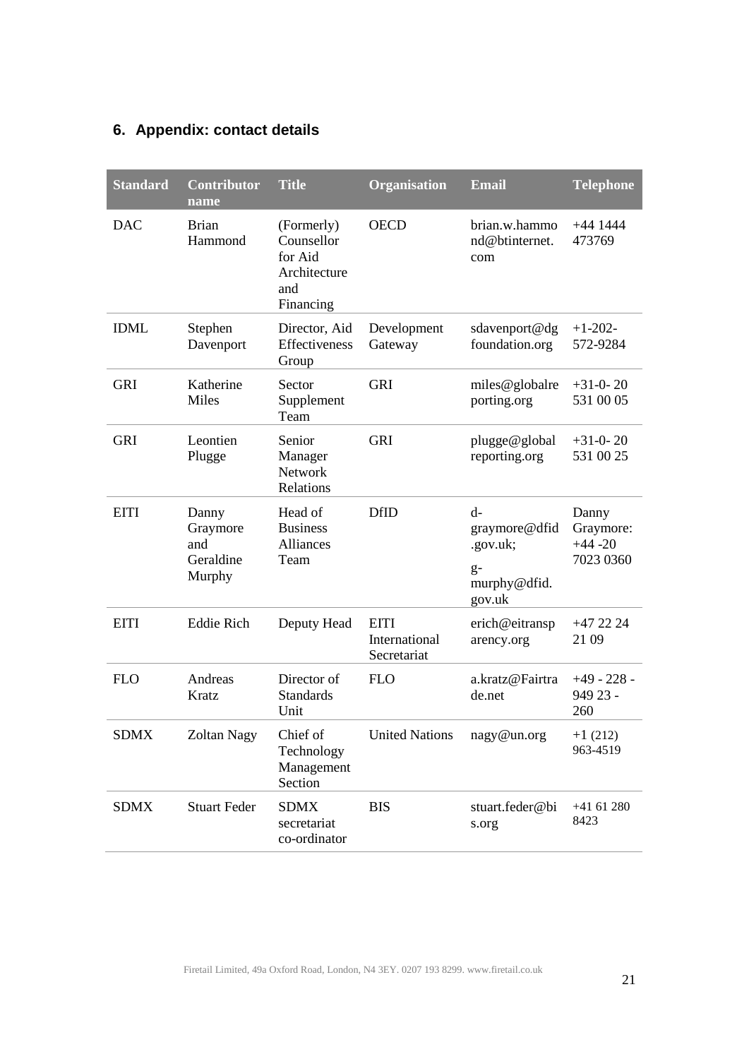## 6. Appendix: contact details

| Standard | Contributor name | Title | Organisation | Email | Telephone |
|---|---|---|---|---|---|
| DAC | Brian Hammond | (Formerly) Counsellor for Aid Architecture and Financing | OECD | brian.w.hammond@btinternet.com | +44 1444 473769 |
| IDML | Stephen Davenport | Director, Aid Effectiveness Group | Development Gateway | sdavenport@dgfoundation.org | +1-202-572-9284 |
| GRI | Katherine Miles | Sector Supplement Team | GRI | miles@globalreporting.org | +31-0- 20 531 00 05 |
| GRI | Leontien Plugge | Senior Manager Network Relations | GRI | plugge@globalreporting.org | +31-0- 20 531 00 25 |
| EITI | Danny Graymore and Geraldine Murphy | Head of Business Alliances Team | DfID | d-graymore@dfid.gov.uk; g-murphy@dfid.gov.uk | Danny Graymore: +44 -20 7023 0360 |
| EITI | Eddie Rich | Deputy Head | EITI International Secretariat | erich@eitransparency.org | +47 22 24 21 09 |
| FLO | Andreas Kratz | Director of Standards Unit | FLO | a.kratz@Fairtrade.net | +49 - 228 - 949 23 - 260 |
| SDMX | Zoltan Nagy | Chief of Technology Management Section | United Nations | nagy@un.org | +1 (212) 963-4519 |
| SDMX | Stuart Feder | SDMX secretariat co-ordinator | BIS | stuart.feder@bis.org | +41 61 280 8423 |

Firetail Limited, 49a Oxford Road, London, N4 3EY. 0207 193 8299. www.firetail.co.uk